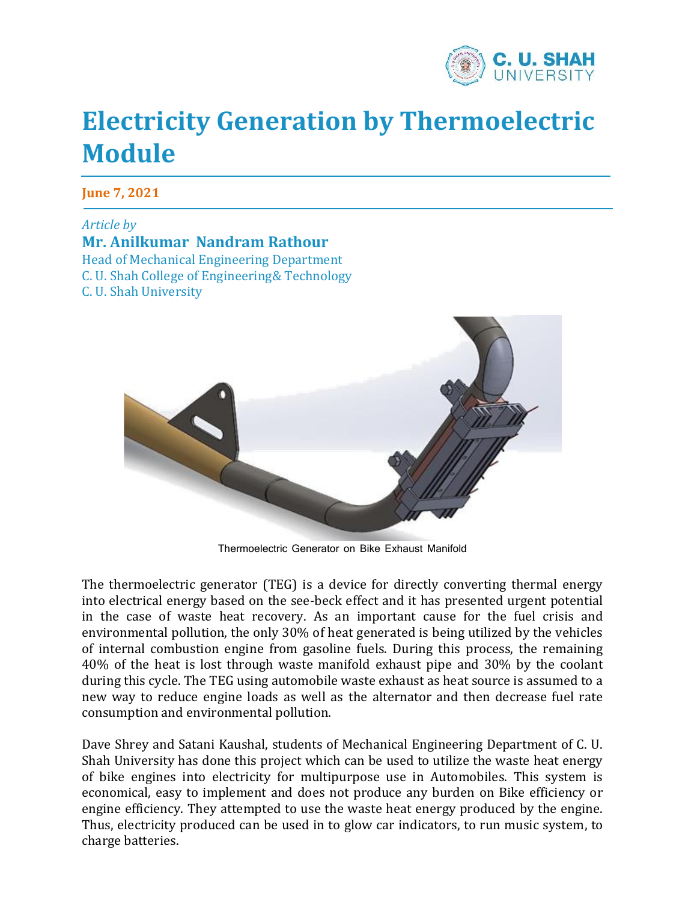# Electricity Generation by Thermoelectric Module

**June 7, 2021**

*Article by*

**Mr. Anilkumar Nandram Rathour**

Head of Mechanical Engineering Department
C. U. Shah College of Engineering& Technology
C. U. Shah University

Thermoelectric Generator on Bike Exhaust Manifold

The thermoelectric generator (TEG) is a device for directly converting thermal energy into electrical energy based on the see-beck effect and it has presented urgent potential in the case of waste heat recovery. As an important cause for the fuel crisis and environmental pollution, the only 30% of heat generated is being utilized by the vehicles of internal combustion engine from gasoline fuels. During this process, the remaining 40% of the heat is lost through waste manifold exhaust pipe and 30% by the coolant during this cycle. The TEG using automobile waste exhaust as heat source is assumed to a new way to reduce engine loads as well as the alternator and then decrease fuel rate consumption and environmental pollution.

Dave Shrey and Satani Kaushal, students of Mechanical Engineering Department of C. U. Shah University has done this project which can be used to utilize the waste heat energy of bike engines into electricity for multipurpose use in Automobiles. This system is economical, easy to implement and does not produce any burden on Bike efficiency or engine efficiency. They attempted to use the waste heat energy produced by the engine. Thus, electricity produced can be used in to glow car indicators, to run music system, to charge batteries.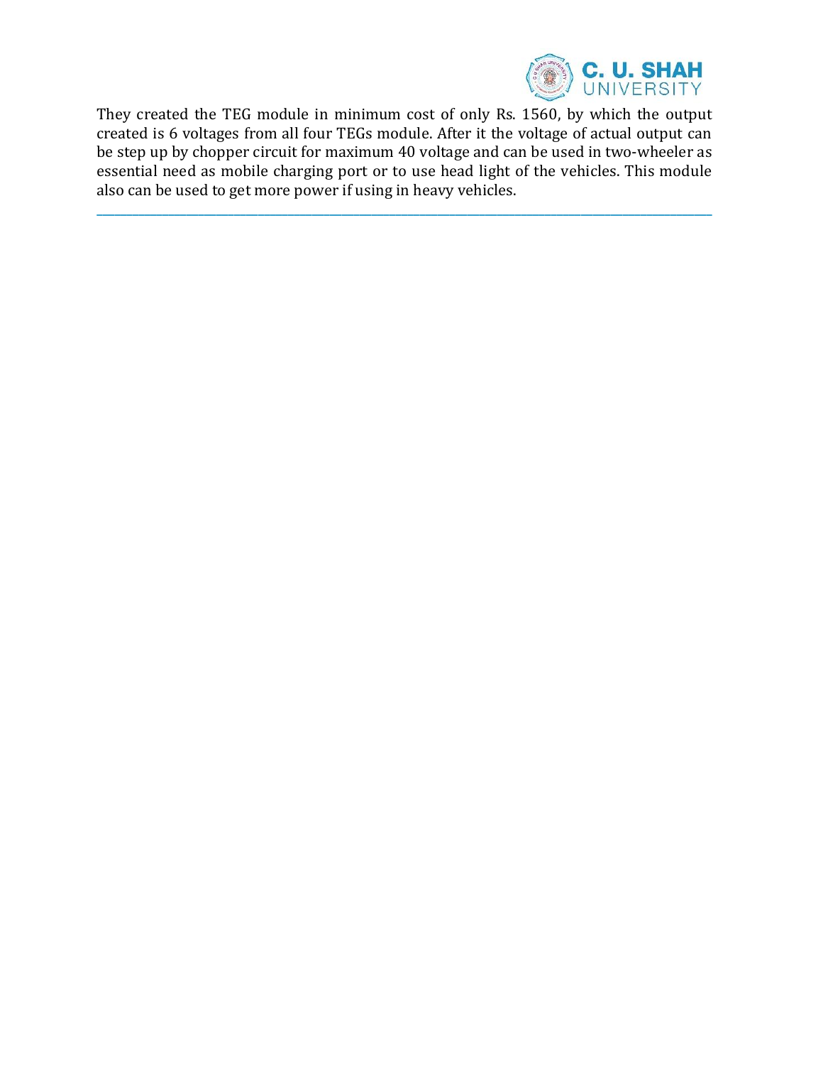They created the TEG module in minimum cost of only Rs. 1560, by which the output created is 6 voltages from all four TEGs module. After it the voltage of actual output can be step up by chopper circuit for maximum 40 voltage and can be used in two-wheeler as essential need as mobile charging port or to use head light of the vehicles. This module also can be used to get more power if using in heavy vehicles.

---